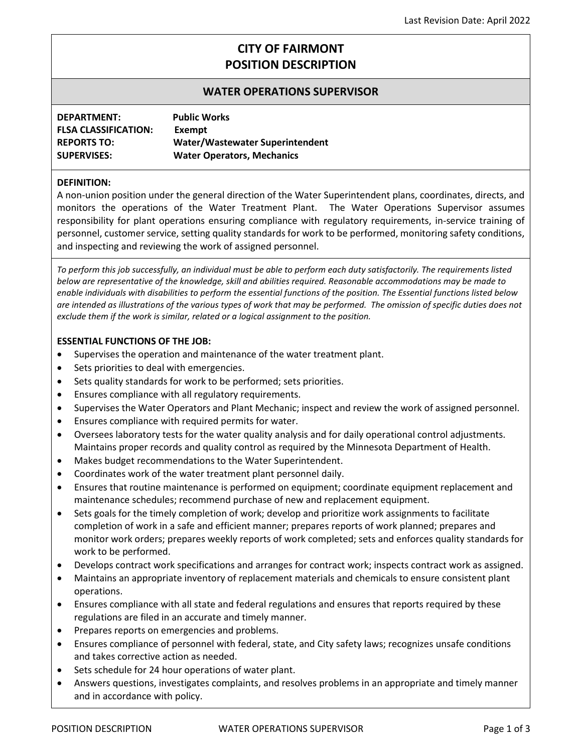Last Revision Date: April 2022

# CITY OF FAIRMONT
# POSITION DESCRIPTION

## WATER OPERATIONS SUPERVISOR

**DEPARTMENT:** Public Works
**FLSA CLASSIFICATION:** Exempt
**REPORTS TO:** Water/Wastewater Superintendent
**SUPERVISES:** Water Operators, Mechanics

**DEFINITION:**
A non-union position under the general direction of the Water Superintendent plans, coordinates, directs, and monitors the operations of the Water Treatment Plant. The Water Operations Supervisor assumes responsibility for plant operations ensuring compliance with regulatory requirements, in-service training of personnel, customer service, setting quality standards for work to be performed, monitoring safety conditions, and inspecting and reviewing the work of assigned personnel.

*To perform this job successfully, an individual must be able to perform each duty satisfactorily. The requirements listed below are representative of the knowledge, skill and abilities required. Reasonable accommodations may be made to enable individuals with disabilities to perform the essential functions of the position. The Essential functions listed below are intended as illustrations of the various types of work that may be performed. The omission of specific duties does not exclude them if the work is similar, related or a logical assignment to the position.*

**ESSENTIAL FUNCTIONS OF THE JOB:**

- Supervises the operation and maintenance of the water treatment plant.
- Sets priorities to deal with emergencies.
- Sets quality standards for work to be performed; sets priorities.
- Ensures compliance with all regulatory requirements.
- Supervises the Water Operators and Plant Mechanic; inspect and review the work of assigned personnel.
- Ensures compliance with required permits for water.
- Oversees laboratory tests for the water quality analysis and for daily operational control adjustments. Maintains proper records and quality control as required by the Minnesota Department of Health.
- Makes budget recommendations to the Water Superintendent.
- Coordinates work of the water treatment plant personnel daily.
- Ensures that routine maintenance is performed on equipment; coordinate equipment replacement and maintenance schedules; recommend purchase of new and replacement equipment.
- Sets goals for the timely completion of work; develop and prioritize work assignments to facilitate completion of work in a safe and efficient manner; prepares reports of work planned; prepares and monitor work orders; prepares weekly reports of work completed; sets and enforces quality standards for work to be performed.
- Develops contract work specifications and arranges for contract work; inspects contract work as assigned.
- Maintains an appropriate inventory of replacement materials and chemicals to ensure consistent plant operations.
- Ensures compliance with all state and federal regulations and ensures that reports required by these regulations are filed in an accurate and timely manner.
- Prepares reports on emergencies and problems.
- Ensures compliance of personnel with federal, state, and City safety laws; recognizes unsafe conditions and takes corrective action as needed.
- Sets schedule for 24 hour operations of water plant.
- Answers questions, investigates complaints, and resolves problems in an appropriate and timely manner and in accordance with policy.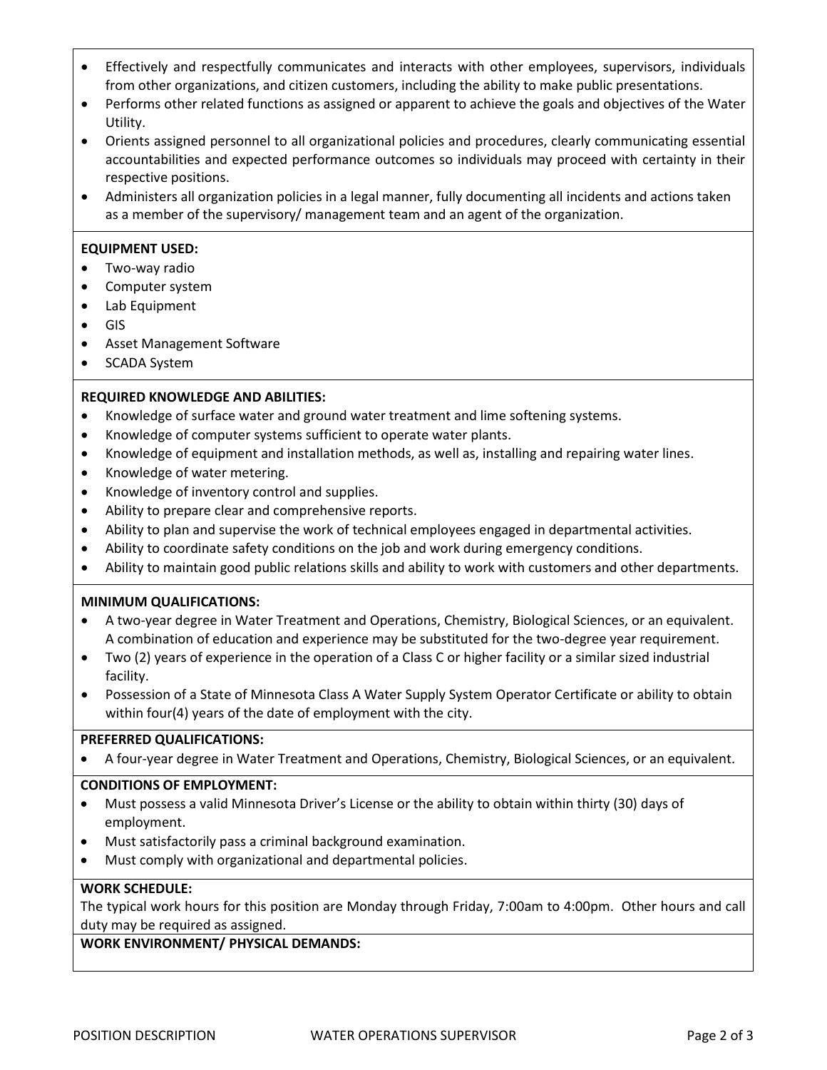- Effectively and respectfully communicates and interacts with other employees, supervisors, individuals from other organizations, and citizen customers, including the ability to make public presentations.
- Performs other related functions as assigned or apparent to achieve the goals and objectives of the Water Utility.
- Orients assigned personnel to all organizational policies and procedures, clearly communicating essential accountabilities and expected performance outcomes so individuals may proceed with certainty in their respective positions.
- Administers all organization policies in a legal manner, fully documenting all incidents and actions taken as a member of the supervisory/ management team and an agent of the organization.

**EQUIPMENT USED:**

- Two-way radio
- Computer system
- Lab Equipment
- GIS
- Asset Management Software
- SCADA System

**REQUIRED KNOWLEDGE AND ABILITIES:**

- Knowledge of surface water and ground water treatment and lime softening systems.
- Knowledge of computer systems sufficient to operate water plants.
- Knowledge of equipment and installation methods, as well as, installing and repairing water lines.
- Knowledge of water metering.
- Knowledge of inventory control and supplies.
- Ability to prepare clear and comprehensive reports.
- Ability to plan and supervise the work of technical employees engaged in departmental activities.
- Ability to coordinate safety conditions on the job and work during emergency conditions.
- Ability to maintain good public relations skills and ability to work with customers and other departments.

**MINIMUM QUALIFICATIONS:**

- A two-year degree in Water Treatment and Operations, Chemistry, Biological Sciences, or an equivalent. A combination of education and experience may be substituted for the two-degree year requirement.
- Two (2) years of experience in the operation of a Class C or higher facility or a similar sized industrial facility.
- Possession of a State of Minnesota Class A Water Supply System Operator Certificate or ability to obtain within four(4) years of the date of employment with the city.

**PREFERRED QUALIFICATIONS:**

- A four-year degree in Water Treatment and Operations, Chemistry, Biological Sciences, or an equivalent.

**CONDITIONS OF EMPLOYMENT:**

- Must possess a valid Minnesota Driver's License or the ability to obtain within thirty (30) days of employment.
- Must satisfactorily pass a criminal background examination.
- Must comply with organizational and departmental policies.

**WORK SCHEDULE:**

The typical work hours for this position are Monday through Friday, 7:00am to 4:00pm. Other hours and call duty may be required as assigned.

**WORK ENVIRONMENT/ PHYSICAL DEMANDS:**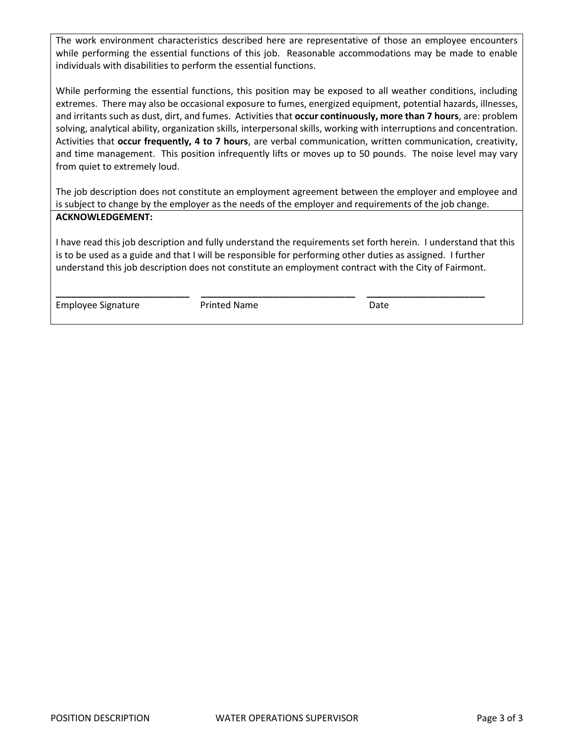The work environment characteristics described here are representative of those an employee encounters while performing the essential functions of this job. Reasonable accommodations may be made to enable individuals with disabilities to perform the essential functions.

While performing the essential functions, this position may be exposed to all weather conditions, including extremes. There may also be occasional exposure to fumes, energized equipment, potential hazards, illnesses, and irritants such as dust, dirt, and fumes. Activities that **occur continuously, more than 7 hours**, are: problem solving, analytical ability, organization skills, interpersonal skills, working with interruptions and concentration. Activities that **occur frequently, 4 to 7 hours**, are verbal communication, written communication, creativity, and time management. This position infrequently lifts or moves up to 50 pounds. The noise level may vary from quiet to extremely loud.

The job description does not constitute an employment agreement between the employer and employee and is subject to change by the employer as the needs of the employer and requirements of the job change.

**ACKNOWLEDGEMENT:**

I have read this job description and fully understand the requirements set forth herein. I understand that this is to be used as a guide and that I will be responsible for performing other duties as assigned. I further understand this job description does not constitute an employment contract with the City of Fairmont.

| | | |
|---|---|---|
| ___________________________ | ______________________________ | ________________________ |
| Employee Signature | Printed Name | Date |